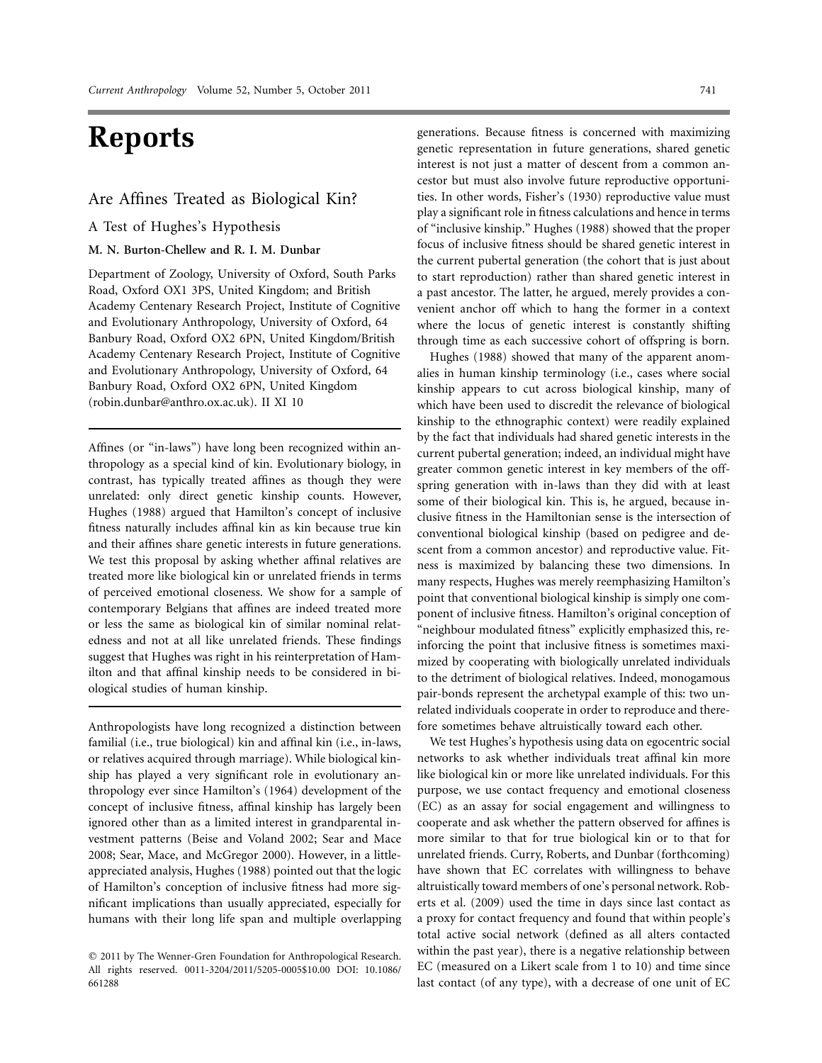# Reports

## Are Affines Treated as Biological Kin?

### A Test of Hughes's Hypothesis

**M. N. Burton-Chellew and R. I. M. Dunbar**

Department of Zoology, University of Oxford, South Parks Road, Oxford OX1 3PS, United Kingdom; and British Academy Centenary Research Project, Institute of Cognitive and Evolutionary Anthropology, University of Oxford, 64 Banbury Road, Oxford OX2 6PN, United Kingdom/British Academy Centenary Research Project, Institute of Cognitive and Evolutionary Anthropology, University of Oxford, 64 Banbury Road, Oxford OX2 6PN, United Kingdom (robin.dunbar@anthro.ox.ac.uk). II XI 10

Affines (or "in-laws") have long been recognized within anthropology as a special kind of kin. Evolutionary biology, in contrast, has typically treated affines as though they were unrelated: only direct genetic kinship counts. However, Hughes (1988) argued that Hamilton's concept of inclusive fitness naturally includes affinal kin as kin because true kin and their affines share genetic interests in future generations. We test this proposal by asking whether affinal relatives are treated more like biological kin or unrelated friends in terms of perceived emotional closeness. We show for a sample of contemporary Belgians that affines are indeed treated more or less the same as biological kin of similar nominal relatedness and not at all like unrelated friends. These findings suggest that Hughes was right in his reinterpretation of Hamilton and that affinal kinship needs to be considered in biological studies of human kinship.

Anthropologists have long recognized a distinction between familial (i.e., true biological) kin and affinal kin (i.e., in-laws, or relatives acquired through marriage). While biological kinship has played a very significant role in evolutionary anthropology ever since Hamilton's (1964) development of the concept of inclusive fitness, affinal kinship has largely been ignored other than as a limited interest in grandparental investment patterns (Beise and Voland 2002; Sear and Mace 2008; Sear, Mace, and McGregor 2000). However, in a little-appreciated analysis, Hughes (1988) pointed out that the logic of Hamilton's conception of inclusive fitness had more significant implications than usually appreciated, especially for humans with their long life span and multiple overlapping generations. Because fitness is concerned with maximizing genetic representation in future generations, shared genetic interest is not just a matter of descent from a common ancestor but must also involve future reproductive opportunities. In other words, Fisher's (1930) reproductive value must play a significant role in fitness calculations and hence in terms of "inclusive kinship." Hughes (1988) showed that the proper focus of inclusive fitness should be shared genetic interest in the current pubertal generation (the cohort that is just about to start reproduction) rather than shared genetic interest in a past ancestor. The latter, he argued, merely provides a convenient anchor off which to hang the former in a context where the locus of genetic interest is constantly shifting through time as each successive cohort of offspring is born.

Hughes (1988) showed that many of the apparent anomalies in human kinship terminology (i.e., cases where social kinship appears to cut across biological kinship, many of which have been used to discredit the relevance of biological kinship to the ethnographic context) were readily explained by the fact that individuals had shared genetic interests in the current pubertal generation; indeed, an individual might have greater common genetic interest in key members of the offspring generation with in-laws than they did with at least some of their biological kin. This is, he argued, because inclusive fitness in the Hamiltonian sense is the intersection of conventional biological kinship (based on pedigree and descent from a common ancestor) and reproductive value. Fitness is maximized by balancing these two dimensions. In many respects, Hughes was merely reemphasizing Hamilton's point that conventional biological kinship is simply one component of inclusive fitness. Hamilton's original conception of "neighbour modulated fitness" explicitly emphasized this, reinforcing the point that inclusive fitness is sometimes maximized by cooperating with biologically unrelated individuals to the detriment of biological relatives. Indeed, monogamous pair-bonds represent the archetypal example of this: two unrelated individuals cooperate in order to reproduce and therefore sometimes behave altruistically toward each other.

We test Hughes's hypothesis using data on egocentric social networks to ask whether individuals treat affinal kin more like biological kin or more like unrelated individuals. For this purpose, we use contact frequency and emotional closeness (EC) as an assay for social engagement and willingness to cooperate and ask whether the pattern observed for affines is more similar to that for true biological kin or to that for unrelated friends. Curry, Roberts, and Dunbar (forthcoming) have shown that EC correlates with willingness to behave altruistically toward members of one's personal network. Roberts et al. (2009) used the time in days since last contact as a proxy for contact frequency and found that within people's total active social network (defined as all alters contacted within the past year), there is a negative relationship between EC (measured on a Likert scale from 1 to 10) and time since last contact (of any type), with a decrease of one unit of EC

© 2011 by The Wenner-Gren Foundation for Anthropological Research. All rights reserved. 0011-3204/2011/5205-0005$10.00 DOI: 10.1086/661288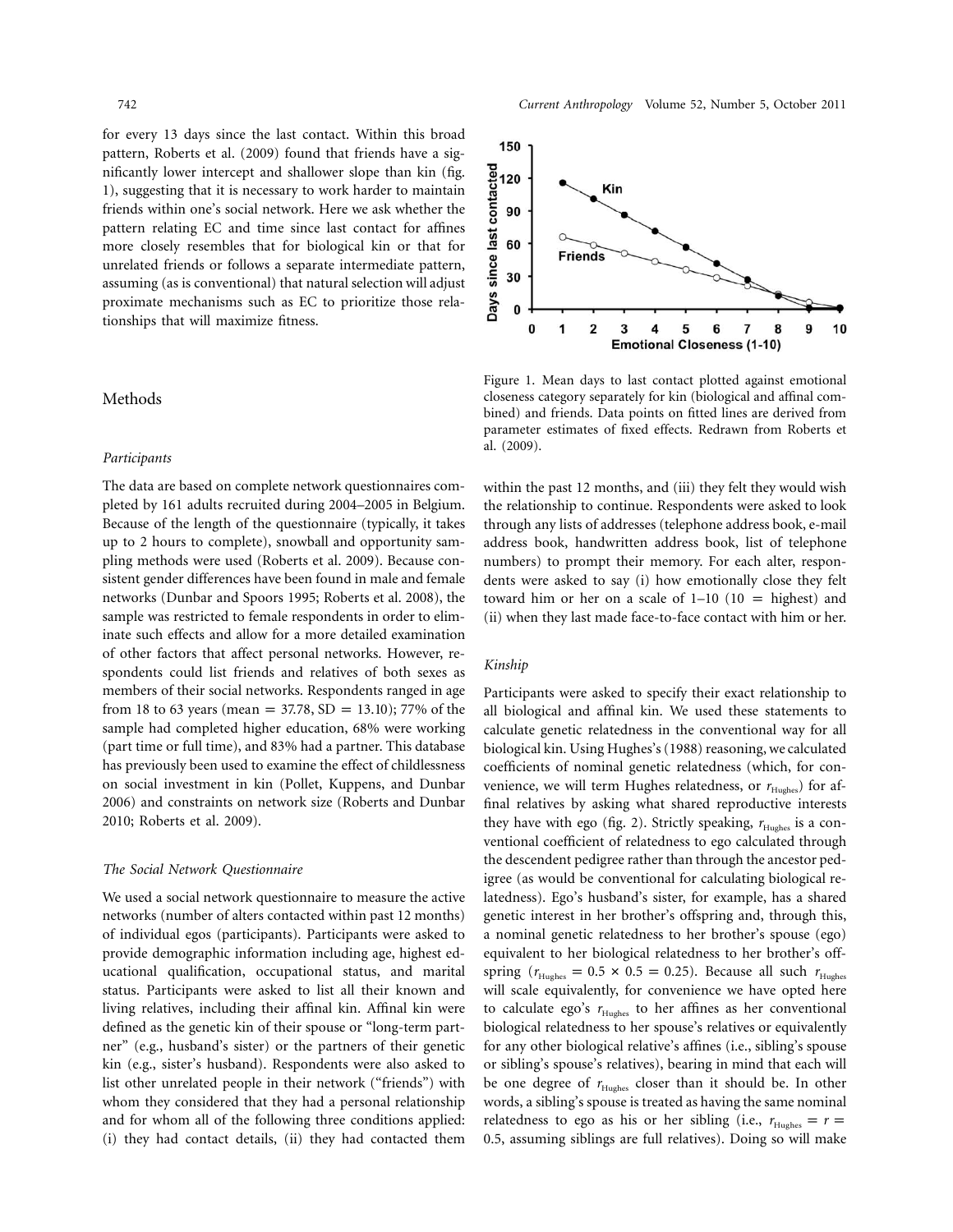for every 13 days since the last contact. Within this broad pattern, Roberts et al. (2009) found that friends have a significantly lower intercept and shallower slope than kin (fig. 1), suggesting that it is necessary to work harder to maintain friends within one's social network. Here we ask whether the pattern relating EC and time since last contact for affines more closely resembles that for biological kin or that for unrelated friends or follows a separate intermediate pattern, assuming (as is conventional) that natural selection will adjust proximate mechanisms such as EC to prioritize those relationships that will maximize fitness.

Figure 1. Mean days to last contact plotted against emotional closeness category separately for kin (biological and affinal combined) and friends. Data points on fitted lines are derived from parameter estimates of fixed effects. Redrawn from Roberts et al. (2009).

## Methods

### Participants

The data are based on complete network questionnaires completed by 161 adults recruited during 2004–2005 in Belgium. Because of the length of the questionnaire (typically, it takes up to 2 hours to complete), snowball and opportunity sampling methods were used (Roberts et al. 2009). Because consistent gender differences have been found in male and female networks (Dunbar and Spoors 1995; Roberts et al. 2008), the sample was restricted to female respondents in order to eliminate such effects and allow for a more detailed examination of other factors that affect personal networks. However, respondents could list friends and relatives of both sexes as members of their social networks. Respondents ranged in age from 18 to 63 years (mean = 37.78, SD = 13.10); 77% of the sample had completed higher education, 68% were working (part time or full time), and 83% had a partner. This database has previously been used to examine the effect of childlessness on social investment in kin (Pollet, Kuppens, and Dunbar 2006) and constraints on network size (Roberts and Dunbar 2010; Roberts et al. 2009).

### The Social Network Questionnaire

We used a social network questionnaire to measure the active networks (number of alters contacted within past 12 months) of individual egos (participants). Participants were asked to provide demographic information including age, highest educational qualification, occupational status, and marital status. Participants were asked to list all their known and living relatives, including their affinal kin. Affinal kin were defined as the genetic kin of their spouse or "long-term partner" (e.g., husband's sister) or the partners of their genetic kin (e.g., sister's husband). Respondents were also asked to list other unrelated people in their network ("friends") with whom they considered that they had a personal relationship and for whom all of the following three conditions applied: (i) they had contact details, (ii) they had contacted them within the past 12 months, and (iii) they felt they would wish the relationship to continue. Respondents were asked to look through any lists of addresses (telephone address book, e-mail address book, handwritten address book, list of telephone numbers) to prompt their memory. For each alter, respondents were asked to say (i) how emotionally close they felt toward him or her on a scale of 1–10 (10 = highest) and (ii) when they last made face-to-face contact with him or her.

### Kinship

Participants were asked to specify their exact relationship to all biological and affinal kin. We used these statements to calculate genetic relatedness in the conventional way for all biological kin. Using Hughes's (1988) reasoning, we calculated coefficients of nominal genetic relatedness (which, for convenience, we will term Hughes relatedness, or $r_{\text{Hughes}}$) for affinal relatives by asking what shared reproductive interests they have with ego (fig. 2). Strictly speaking, $r_{\text{Hughes}}$ is a conventional coefficient of relatedness to ego calculated through the descendent pedigree rather than through the ancestor pedigree (as would be conventional for calculating biological relatedness). Ego's husband's sister, for example, has a shared genetic interest in her brother's offspring and, through this, a nominal genetic relatedness to her brother's spouse (ego) equivalent to her biological relatedness to her brother's offspring ($r_{\text{Hughes}} = 0.5 \times 0.5 = 0.25$). Because all such $r_{\text{Hughes}}$ will scale equivalently, for convenience we have opted here to calculate ego's $r_{\text{Hughes}}$ to her affines as her conventional biological relatedness to her spouse's relatives or equivalently for any other biological relative's affines (i.e., sibling's spouse or sibling's spouse's relatives), bearing in mind that each will be one degree of $r_{\text{Hughes}}$ closer than it should be. In other words, a sibling's spouse is treated as having the same nominal relatedness to ego as his or her sibling (i.e., $r_{\text{Hughes}} = r = 0.5$, assuming siblings are full relatives). Doing so will make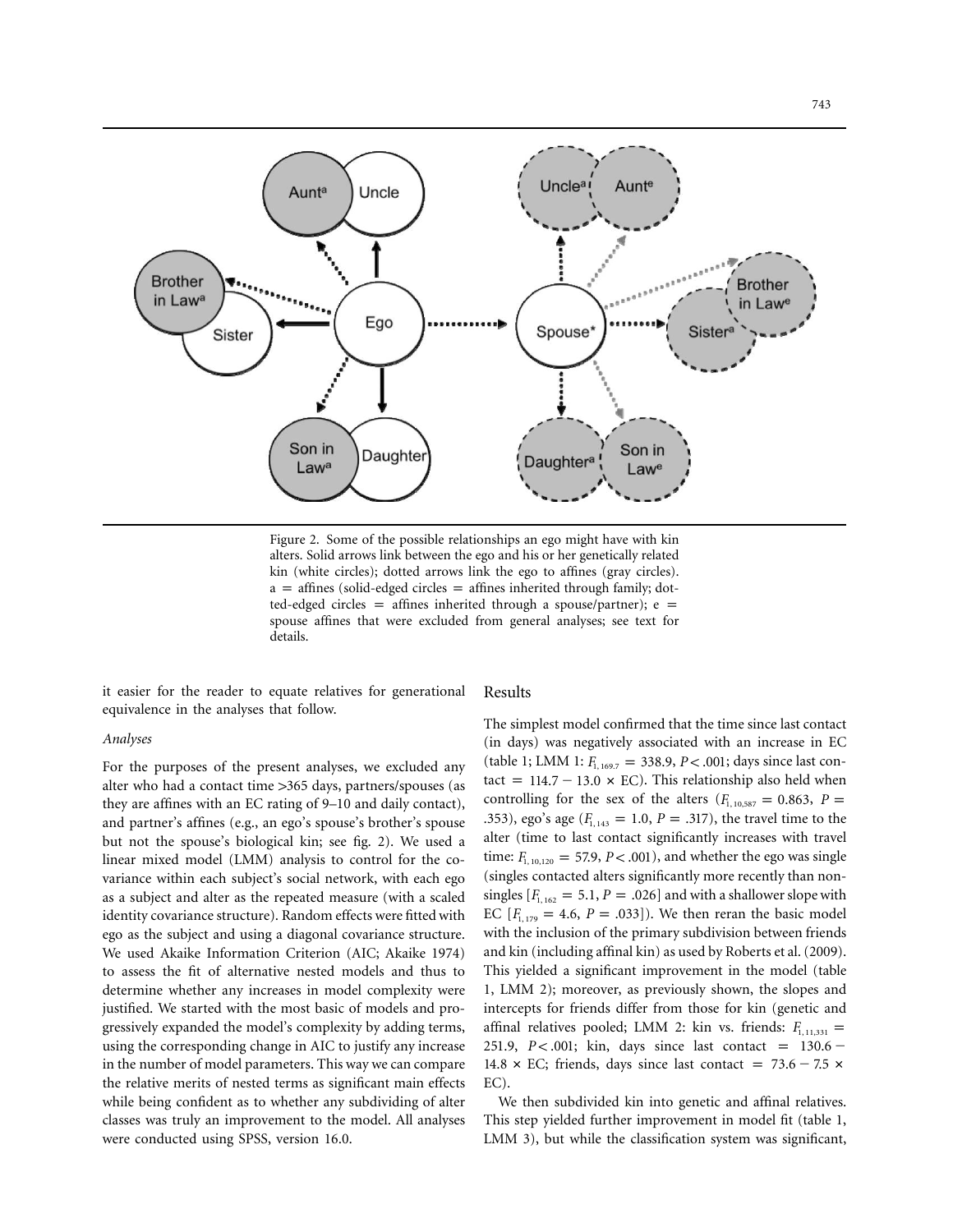Figure 2. Some of the possible relationships an ego might have with kin alters. Solid arrows link between the ego and his or her genetically related kin (white circles); dotted arrows link the ego to affines (gray circles). a = affines (solid-edged circles = affines inherited through family; dotted-edged circles = affines inherited through a spouse/partner); e = spouse affines that were excluded from general analyses; see text for details.

it easier for the reader to equate relatives for generational equivalence in the analyses that follow.

*Analyses*

For the purposes of the present analyses, we excluded any alter who had a contact time >365 days, partners/spouses (as they are affines with an EC rating of 9–10 and daily contact), and partner's affines (e.g., an ego's spouse's brother's spouse but not the spouse's biological kin; see fig. 2). We used a linear mixed model (LMM) analysis to control for the covariance within each subject's social network, with each ego as a subject and alter as the repeated measure (with a scaled identity covariance structure). Random effects were fitted with ego as the subject and using a diagonal covariance structure. We used Akaike Information Criterion (AIC; Akaike 1974) to assess the fit of alternative nested models and thus to determine whether any increases in model complexity were justified. We started with the most basic of models and progressively expanded the model's complexity by adding terms, using the corresponding change in AIC to justify any increase in the number of model parameters. This way we can compare the relative merits of nested terms as significant main effects while being confident as to whether any subdividing of alter classes was truly an improvement to the model. All analyses were conducted using SPSS, version 16.0.

## Results

The simplest model confirmed that the time since last contact (in days) was negatively associated with an increase in EC (table 1; LMM 1: $F_{1,169.7} = 338.9$, $P < .001$; days since last contact $= 114.7 - 13.0 \times$ EC). This relationship also held when controlling for the sex of the alters ($F_{1,10,587} = 0.863$, $P = .353$), ego's age ($F_{1,143} = 1.0$, $P = .317$), the travel time to the alter (time to last contact significantly increases with travel time: $F_{1,10,120} = 57.9$, $P < .001$), and whether the ego was single (singles contacted alters significantly more recently than non-singles [$F_{1,162} = 5.1$, $P = .026$] and with a shallower slope with EC [$F_{1,179} = 4.6$, $P = .033$]). We then reran the basic model with the inclusion of the primary subdivision between friends and kin (including affinal kin) as used by Roberts et al. (2009). This yielded a significant improvement in the model (table 1, LMM 2); moreover, as previously shown, the slopes and intercepts for friends differ from those for kin (genetic and affinal relatives pooled; LMM 2: kin vs. friends: $F_{1,11,331} = 251.9$, $P < .001$; kin, days since last contact $= 130.6 - 14.8 \times$ EC; friends, days since last contact $= 73.6 - 7.5 \times$ EC).

We then subdivided kin into genetic and affinal relatives. This step yielded further improvement in model fit (table 1, LMM 3), but while the classification system was significant,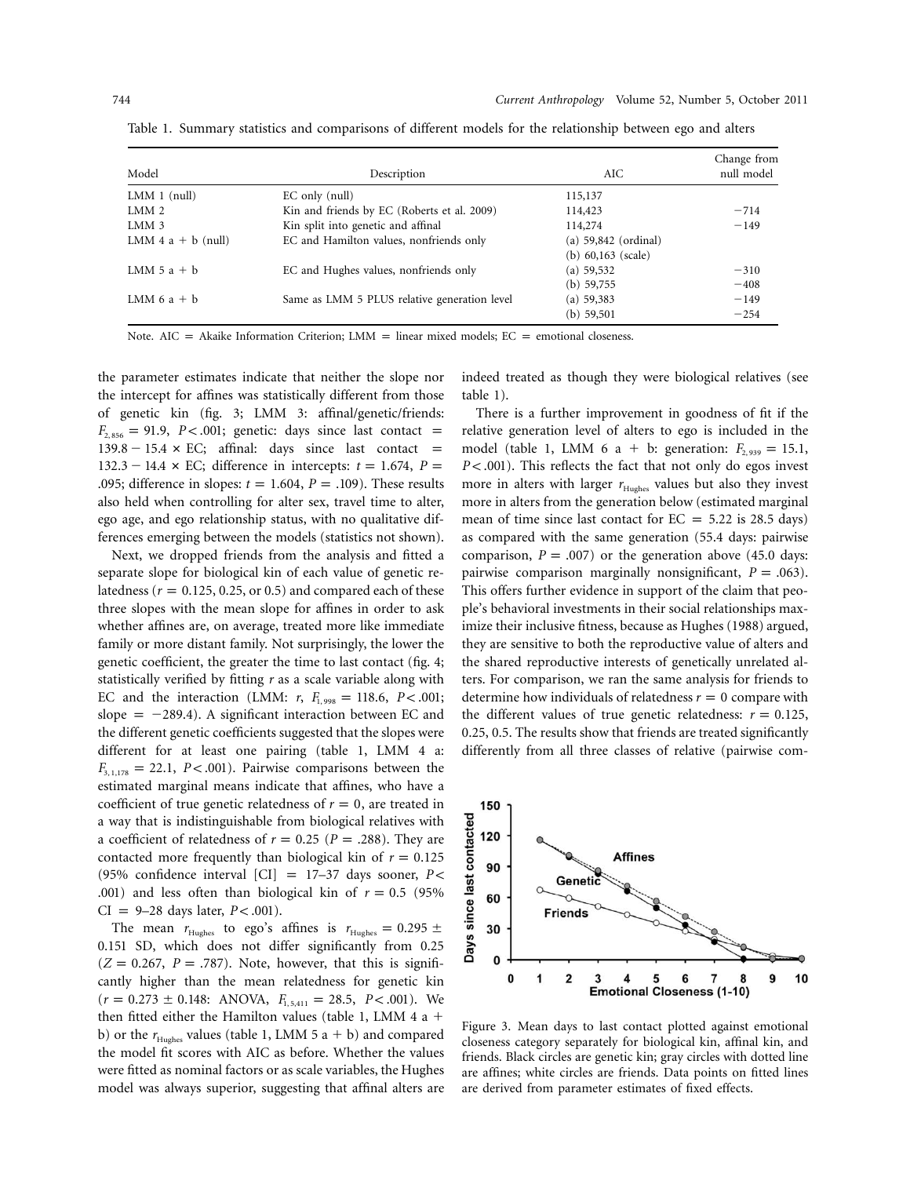Table 1. Summary statistics and comparisons of different models for the relationship between ego and alters

| Model | Description | AIC | Change from null model |
|---|---|---|---|
| LMM 1 (null) | EC only (null) | 115,137 | |
| LMM 2 | Kin and friends by EC (Roberts et al. 2009) | 114,423 | −714 |
| LMM 3 | Kin split into genetic and affinal | 114,274 | −149 |
| LMM 4 a + b (null) | EC and Hamilton values, nonfriends only | (a) 59,842 (ordinal)<br>(b) 60,163 (scale) | |
| LMM 5 a + b | EC and Hughes values, nonfriends only | (a) 59,532<br>(b) 59,755 | −310<br>−408 |
| LMM 6 a + b | Same as LMM 5 PLUS relative generation level | (a) 59,383<br>(b) 59,501 | −149<br>−254 |

Note. AIC = Akaike Information Criterion; LMM = linear mixed models; EC = emotional closeness.

the parameter estimates indicate that neither the slope nor the intercept for affines was statistically different from those of genetic kin (fig. 3; LMM 3: affinal/genetic/friends: $F_{2,856} = 91.9$, $P < .001$; genetic: days since last contact = $139.8 - 15.4 \times$ EC; affinal: days since last contact = $132.3 - 14.4 \times$ EC; difference in intercepts: $t = 1.674$, $P = .095$; difference in slopes: $t = 1.604$, $P = .109$). These results also held when controlling for alter sex, travel time to alter, ego age, and ego relationship status, with no qualitative differences emerging between the models (statistics not shown).

Next, we dropped friends from the analysis and fitted a separate slope for biological kin of each value of genetic relatedness ($r = 0.125$, 0.25, or 0.5) and compared each of these three slopes with the mean slope for affines in order to ask whether affines are, on average, treated more like immediate family or more distant family. Not surprisingly, the lower the genetic coefficient, the greater the time to last contact (fig. 4; statistically verified by fitting $r$ as a scale variable along with EC and the interaction (LMM: $r$, $F_{1,998} = 118.6$, $P < .001$; slope = −289.4). A significant interaction between EC and the different genetic coefficients suggested that the slopes were different for at least one pairing (table 1, LMM 4 a: $F_{3,1,178} = 22.1$, $P < .001$). Pairwise comparisons between the estimated marginal means indicate that affines, who have a coefficient of true genetic relatedness of $r = 0$, are treated in a way that is indistinguishable from biological relatives with a coefficient of relatedness of $r = 0.25$ ($P = .288$). They are contacted more frequently than biological kin of $r = 0.125$ (95% confidence interval [CI] = 17–37 days sooner, $P < .001$) and less often than biological kin of $r = 0.5$ (95% CI = 9–28 days later, $P < .001$).

The mean $r_{Hughes}$ to ego's affines is $r_{Hughes} = 0.295 \pm 0.151$ SD, which does not differ significantly from 0.25 ($Z = 0.267$, $P = .787$). Note, however, that this is significantly higher than the mean relatedness for genetic kin ($r = 0.273 \pm 0.148$: ANOVA, $F_{1,5,411} = 28.5$, $P < .001$). We then fitted either the Hamilton values (table 1, LMM 4 a + b) or the $r_{Hughes}$ values (table 1, LMM 5 a + b) and compared the model fit scores with AIC as before. Whether the values were fitted as nominal factors or as scale variables, the Hughes model was always superior, suggesting that affinal alters are indeed treated as though they were biological relatives (see table 1).

There is a further improvement in goodness of fit if the relative generation level of alters to ego is included in the model (table 1, LMM 6 a + b: generation: $F_{2,939} = 15.1$, $P < .001$). This reflects the fact that not only do egos invest more in alters with larger $r_{Hughes}$ values but also they invest more in alters from the generation below (estimated marginal mean of time since last contact for EC = 5.22 is 28.5 days) as compared with the same generation (55.4 days: pairwise comparison, $P = .007$) or the generation above (45.0 days: pairwise comparison marginally nonsignificant, $P = .063$). This offers further evidence in support of the claim that people's behavioral investments in their social relationships maximize their inclusive fitness, because as Hughes (1988) argued, they are sensitive to both the reproductive value of alters and the shared reproductive interests of genetically unrelated alters. For comparison, we ran the same analysis for friends to determine how individuals of relatedness $r = 0$ compare with the different values of true genetic relatedness: $r = 0.125$, 0.25, 0.5. The results show that friends are treated significantly differently from all three classes of relative (pairwise com-

Figure 3. Mean days to last contact plotted against emotional closeness category separately for biological kin, affinal kin, and friends. Black circles are genetic kin; gray circles with dotted line are affines; white circles are friends. Data points on fitted lines are derived from parameter estimates of fixed effects.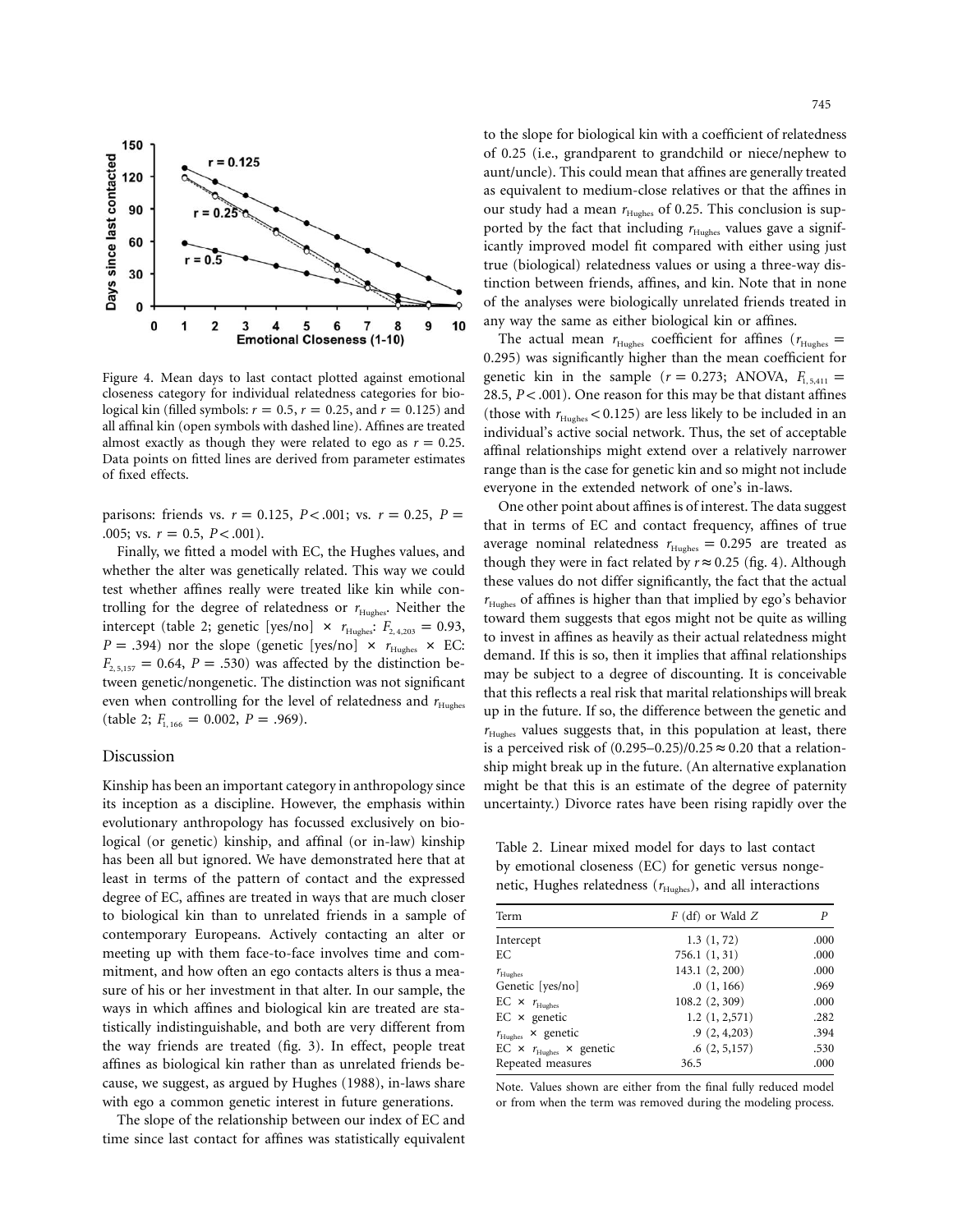Figure 4. Mean days to last contact plotted against emotional closeness category for individual relatedness categories for biological kin (filled symbols: $r = 0.5$, $r = 0.25$, and $r = 0.125$) and all affinal kin (open symbols with dashed line). Affines are treated almost exactly as though they were related to ego as $r = 0.25$. Data points on fitted lines are derived from parameter estimates of fixed effects.

parisons: friends vs. $r = 0.125$, $P < .001$; vs. $r = 0.25$, $P = .005$; vs. $r = 0.5$, $P < .001$).

Finally, we fitted a model with EC, the Hughes values, and whether the alter was genetically related. This way we could test whether affines really were treated like kin while controlling for the degree of relatedness or $r_{\text{Hughes}}$. Neither the intercept (table 2; genetic [yes/no] × $r_{\text{Hughes}}$: $F_{2, 4,203} = 0.93$, $P = .394$) nor the slope (genetic [yes/no] × $r_{\text{Hughes}}$ × EC: $F_{2, 5,157} = 0.64$, $P = .530$) was affected by the distinction between genetic/nongenetic. The distinction was not significant even when controlling for the level of relatedness and $r_{\text{Hughes}}$ (table 2; $F_{1, 166} = 0.002$, $P = .969$).

## Discussion

Kinship has been an important category in anthropology since its inception as a discipline. However, the emphasis within evolutionary anthropology has focussed exclusively on biological (or genetic) kinship, and affinal (or in-law) kinship has been all but ignored. We have demonstrated here that at least in terms of the pattern of contact and the expressed degree of EC, affines are treated in ways that are much closer to biological kin than to unrelated friends in a sample of contemporary Europeans. Actively contacting an alter or meeting up with them face-to-face involves time and commitment, and how often an ego contacts alters is thus a measure of his or her investment in that alter. In our sample, the ways in which affines and biological kin are treated are statistically indistinguishable, and both are very different from the way friends are treated (fig. 3). In effect, people treat affines as biological kin rather than as unrelated friends because, we suggest, as argued by Hughes (1988), in-laws share with ego a common genetic interest in future generations.

The slope of the relationship between our index of EC and time since last contact for affines was statistically equivalent to the slope for biological kin with a coefficient of relatedness of 0.25 (i.e., grandparent to grandchild or niece/nephew to aunt/uncle). This could mean that affines are generally treated as equivalent to medium-close relatives or that the affines in our study had a mean $r_{\text{Hughes}}$ of 0.25. This conclusion is supported by the fact that including $r_{\text{Hughes}}$ values gave a significantly improved model fit compared with either using just true (biological) relatedness values or using a three-way distinction between friends, affines, and kin. Note that in none of the analyses were biologically unrelated friends treated in any way the same as either biological kin or affines.

The actual mean $r_{\text{Hughes}}$ coefficient for affines ($r_{\text{Hughes}} = 0.295$) was significantly higher than the mean coefficient for genetic kin in the sample ($r = 0.273$; ANOVA, $F_{1, 5,411} = 28.5$, $P < .001$). One reason for this may be that distant affines (those with $r_{\text{Hughes}} < 0.125$) are less likely to be included in an individual's active social network. Thus, the set of acceptable affinal relationships might extend over a relatively narrower range than is the case for genetic kin and so might not include everyone in the extended network of one's in-laws.

One other point about affines is of interest. The data suggest that in terms of EC and contact frequency, affines of true average nominal relatedness $r_{\text{Hughes}} = 0.295$ are treated as though they were in fact related by $r \approx 0.25$ (fig. 4). Although these values do not differ significantly, the fact that the actual $r_{\text{Hughes}}$ of affines is higher than that implied by ego's behavior toward them suggests that egos might not be quite as willing to invest in affines as heavily as their actual relatedness might demand. If this is so, then it implies that affinal relationships may be subject to a degree of discounting. It is conceivable that this reflects a real risk that marital relationships will break up in the future. If so, the difference between the genetic and $r_{\text{Hughes}}$ values suggests that, in this population at least, there is a perceived risk of $(0.295–0.25)/0.25 \approx 0.20$ that a relationship might break up in the future. (An alternative explanation might be that this is an estimate of the degree of paternity uncertainty.) Divorce rates have been rising rapidly over the

Table 2. Linear mixed model for days to last contact by emotional closeness (EC) for genetic versus nongenetic, Hughes relatedness ($r_{\text{Hughes}}$), and all interactions

| Term | $F$ (df) or Wald $Z$ | $P$ |
|---|---|---|
| Intercept | 1.3 (1, 72) | .000 |
| EC | 756.1 (1, 31) | .000 |
| $r_{\text{Hughes}}$ | 143.1 (2, 200) | .000 |
| Genetic [yes/no] | .0 (1, 166) | .969 |
| EC × $r_{\text{Hughes}}$ | 108.2 (2, 309) | .000 |
| EC × genetic | 1.2 (1, 2,571) | .282 |
| $r_{\text{Hughes}}$ × genetic | .9 (2, 4,203) | .394 |
| EC × $r_{\text{Hughes}}$ × genetic | .6 (2, 5,157) | .530 |
| Repeated measures | 36.5 | .000 |

Note. Values shown are either from the final fully reduced model or from when the term was removed during the modeling process.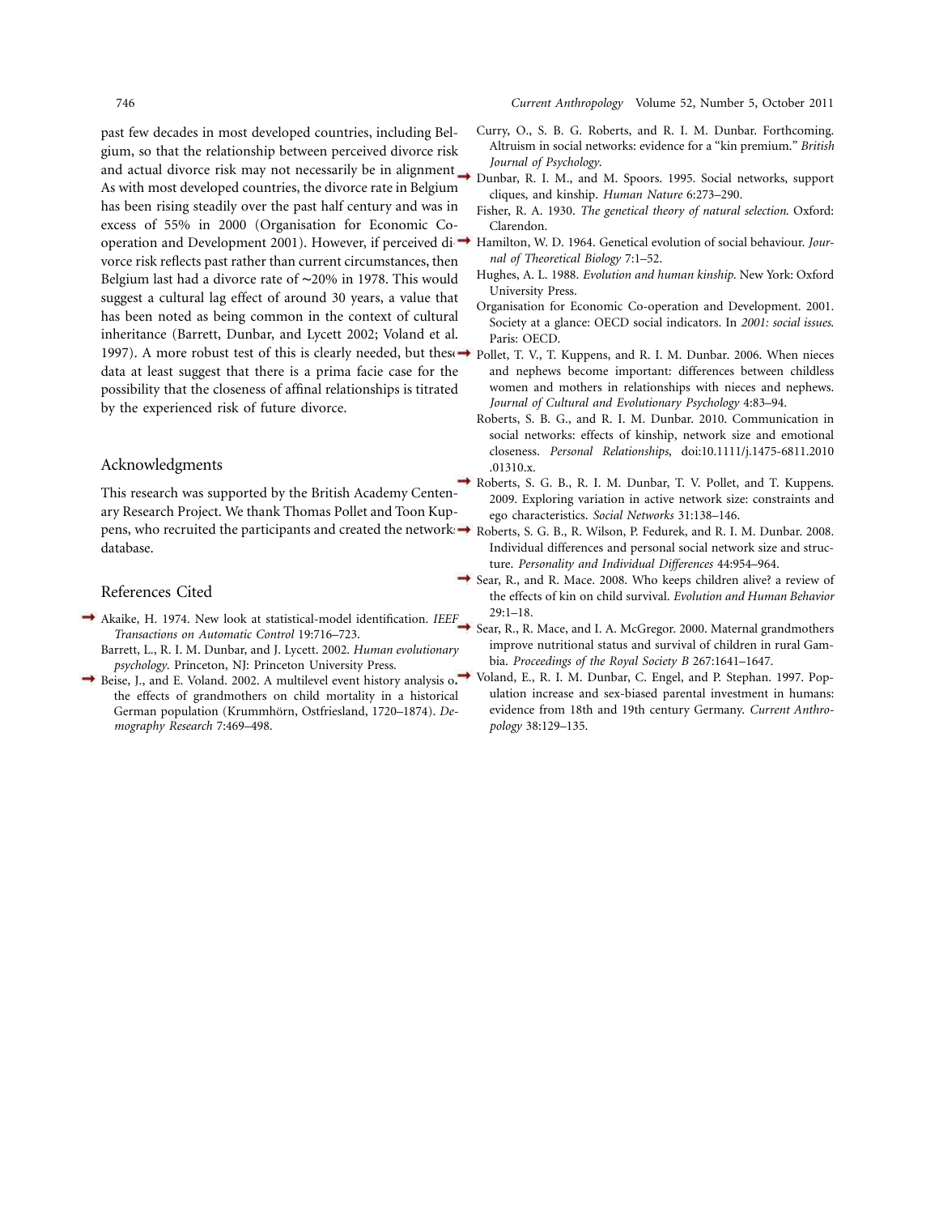past few decades in most developed countries, including Belgium, so that the relationship between perceived divorce risk and actual divorce risk may not necessarily be in alignment. As with most developed countries, the divorce rate in Belgium has been rising steadily over the past half century and was in excess of 55% in 2000 (Organisation for Economic Co-operation and Development 2001). However, if perceived divorce risk reflects past rather than current circumstances, then Belgium last had a divorce rate of ~20% in 1978. This would suggest a cultural lag effect of around 30 years, a value that has been noted as being common in the context of cultural inheritance (Barrett, Dunbar, and Lycett 2002; Voland et al. 1997). A more robust test of this is clearly needed, but these data at least suggest that there is a prima facie case for the possibility that the closeness of affinal relationships is titrated by the experienced risk of future divorce.

## Acknowledgments

This research was supported by the British Academy Centenary Research Project. We thank Thomas Pollet and Toon Kuppens, who recruited the participants and created the network database.

## References Cited

Akaike, H. 1974. New look at statistical-model identification. *IEEE Transactions on Automatic Control* 19:716–723.

Barrett, L., R. I. M. Dunbar, and J. Lycett. 2002. *Human evolutionary psychology*. Princeton, NJ: Princeton University Press.

Beise, J., and E. Voland. 2002. A multilevel event history analysis of the effects of grandmothers on child mortality in a historical German population (Krummhörn, Ostfriesland, 1720–1874). *Demography Research* 7:469–498.

Curry, O., S. B. G. Roberts, and R. I. M. Dunbar. Forthcoming. Altruism in social networks: evidence for a "kin premium." *British Journal of Psychology*.

Dunbar, R. I. M., and M. Spoors. 1995. Social networks, support cliques, and kinship. *Human Nature* 6:273–290.

Fisher, R. A. 1930. *The genetical theory of natural selection*. Oxford: Clarendon.

Hamilton, W. D. 1964. Genetical evolution of social behaviour. *Journal of Theoretical Biology* 7:1–52.

Hughes, A. L. 1988. *Evolution and human kinship*. New York: Oxford University Press.

Organisation for Economic Co-operation and Development. 2001. Society at a glance: OECD social indicators. In *2001: social issues*. Paris: OECD.

Pollet, T. V., T. Kuppens, and R. I. M. Dunbar. 2006. When nieces and nephews become important: differences between childless women and mothers in relationships with nieces and nephews. *Journal of Cultural and Evolutionary Psychology* 4:83–94.

Roberts, S. B. G., and R. I. M. Dunbar. 2010. Communication in social networks: effects of kinship, network size and emotional closeness. *Personal Relationships*, doi:10.1111/j.1475-6811.2010.01310.x.

Roberts, S. G. B., R. I. M. Dunbar, T. V. Pollet, and T. Kuppens. 2009. Exploring variation in active network size: constraints and ego characteristics. *Social Networks* 31:138–146.

Roberts, S. G. B., R. Wilson, P. Fedurek, and R. I. M. Dunbar. 2008. Individual differences and personal social network size and structure. *Personality and Individual Differences* 44:954–964.

Sear, R., and R. Mace. 2008. Who keeps children alive? a review of the effects of kin on child survival. *Evolution and Human Behavior* 29:1–18.

Sear, R., R. Mace, and I. A. McGregor. 2000. Maternal grandmothers improve nutritional status and survival of children in rural Gambia. *Proceedings of the Royal Society B* 267:1641–1647.

Voland, E., R. I. M. Dunbar, C. Engel, and P. Stephan. 1997. Population increase and sex-biased parental investment in humans: evidence from 18th and 19th century Germany. *Current Anthropology* 38:129–135.